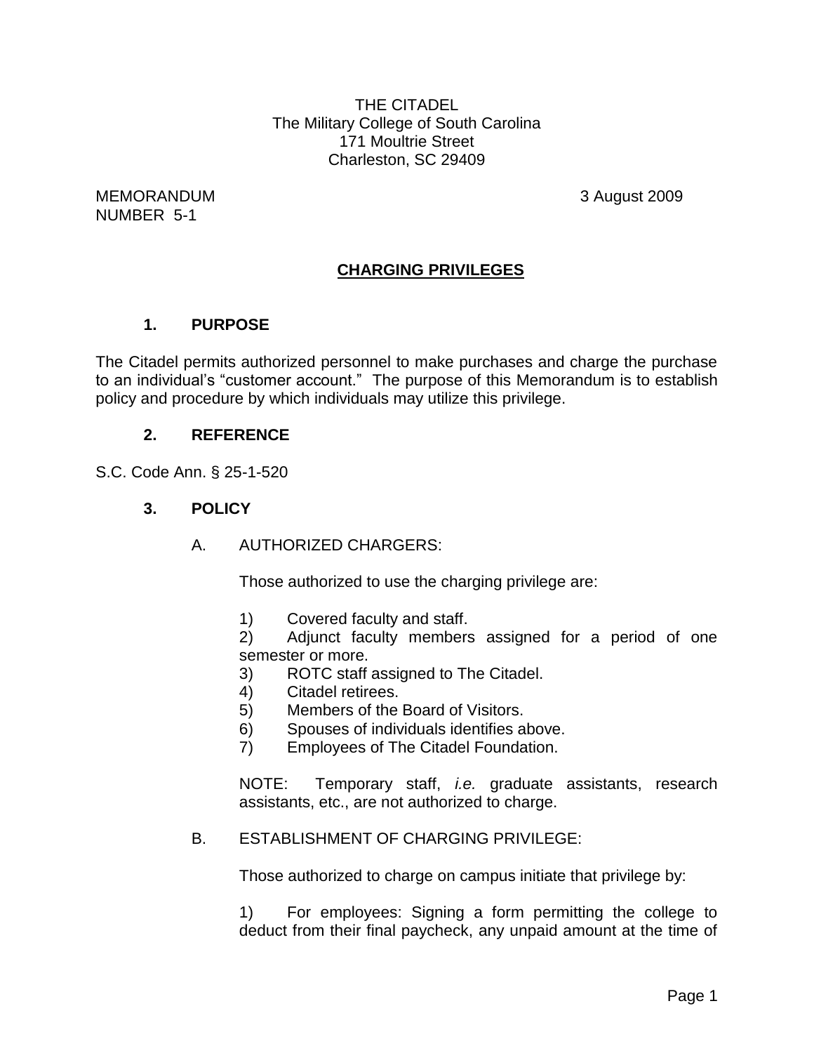THE CITADEL
The Military College of South Carolina
171 Moultrie Street
Charleston, SC 29409

MEMORANDUM NUMBER 5-1 — 3 August 2009

## CHARGING PRIVILEGES

### 1. PURPOSE

The Citadel permits authorized personnel to make purchases and charge the purchase to an individual's "customer account." The purpose of this Memorandum is to establish policy and procedure by which individuals may utilize this privilege.

### 2. REFERENCE

S.C. Code Ann. § 25-1-520

### 3. POLICY

A. AUTHORIZED CHARGERS:

Those authorized to use the charging privilege are:

1) Covered faculty and staff.
2) Adjunct faculty members assigned for a period of one semester or more.
3) ROTC staff assigned to The Citadel.
4) Citadel retirees.
5) Members of the Board of Visitors.
6) Spouses of individuals identifies above.
7) Employees of The Citadel Foundation.

NOTE: Temporary staff, *i.e.* graduate assistants, research assistants, etc., are not authorized to charge.

B. ESTABLISHMENT OF CHARGING PRIVILEGE:

Those authorized to charge on campus initiate that privilege by:

1) For employees: Signing a form permitting the college to deduct from their final paycheck, any unpaid amount at the time of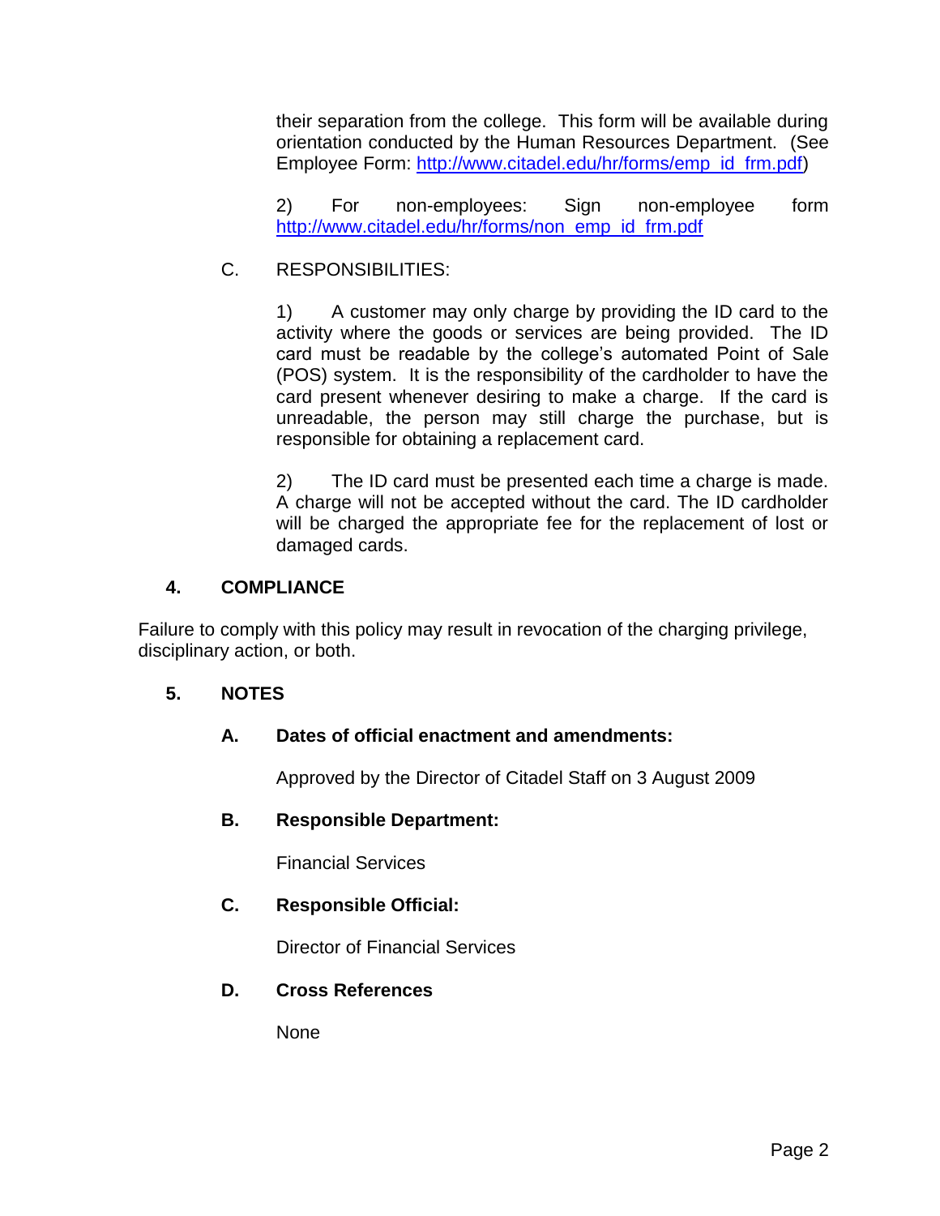their separation from the college. This form will be available during orientation conducted by the Human Resources Department. (See Employee Form: http://www.citadel.edu/hr/forms/emp_id_frm.pdf)

2) For non-employees: Sign non-employee form http://www.citadel.edu/hr/forms/non_emp_id_frm.pdf

C. RESPONSIBILITIES:

1) A customer may only charge by providing the ID card to the activity where the goods or services are being provided. The ID card must be readable by the college's automated Point of Sale (POS) system. It is the responsibility of the cardholder to have the card present whenever desiring to make a charge. If the card is unreadable, the person may still charge the purchase, but is responsible for obtaining a replacement card.

2) The ID card must be presented each time a charge is made. A charge will not be accepted without the card. The ID cardholder will be charged the appropriate fee for the replacement of lost or damaged cards.

## 4. COMPLIANCE

Failure to comply with this policy may result in revocation of the charging privilege, disciplinary action, or both.

## 5. NOTES

### A. Dates of official enactment and amendments:

Approved by the Director of Citadel Staff on 3 August 2009

### B. Responsible Department:

Financial Services

### C. Responsible Official:

Director of Financial Services

### D. Cross References

None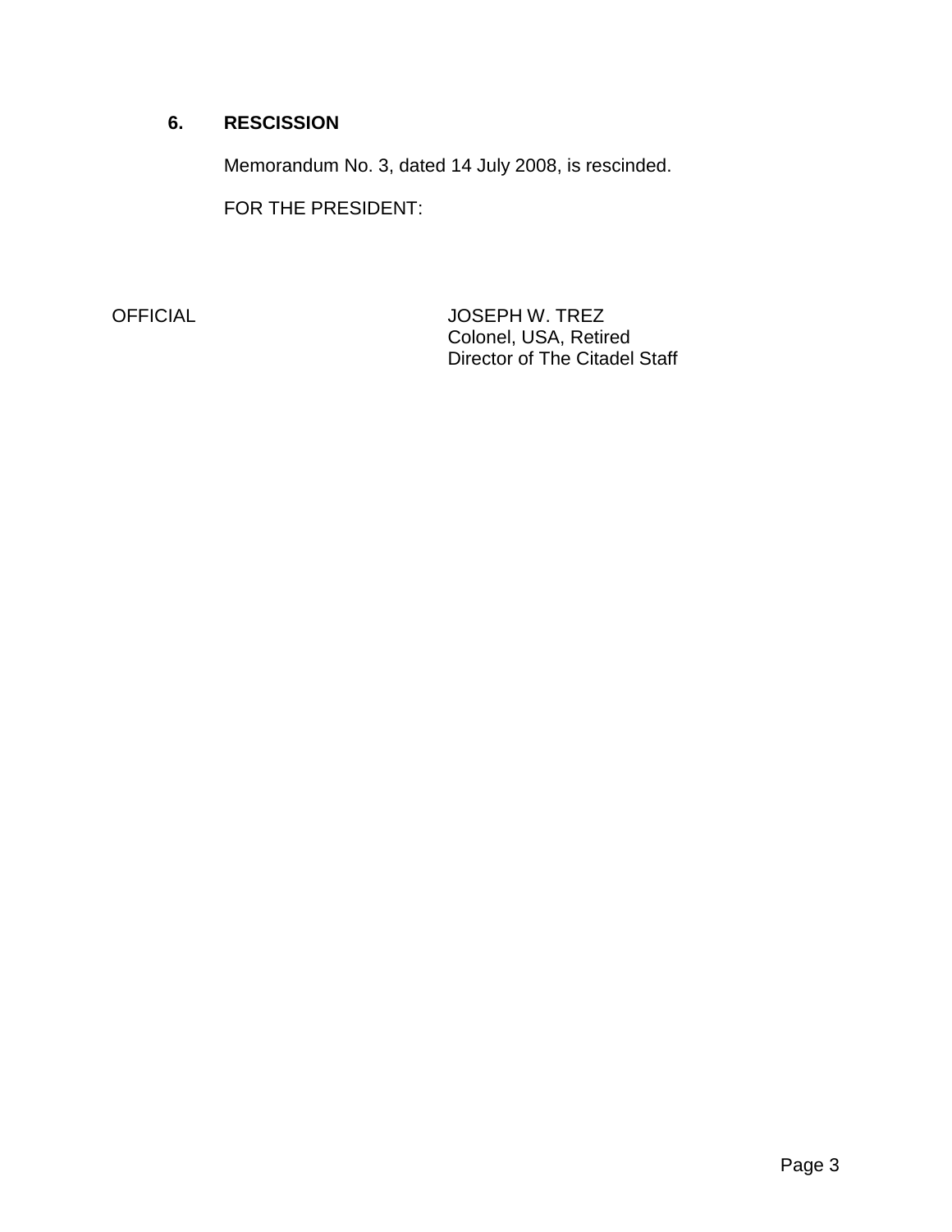## 6. RESCISSION

Memorandum No. 3, dated 14 July 2008, is rescinded.

FOR THE PRESIDENT:

OFFICIAL

JOSEPH W. TREZ
Colonel, USA, Retired
Director of The Citadel Staff